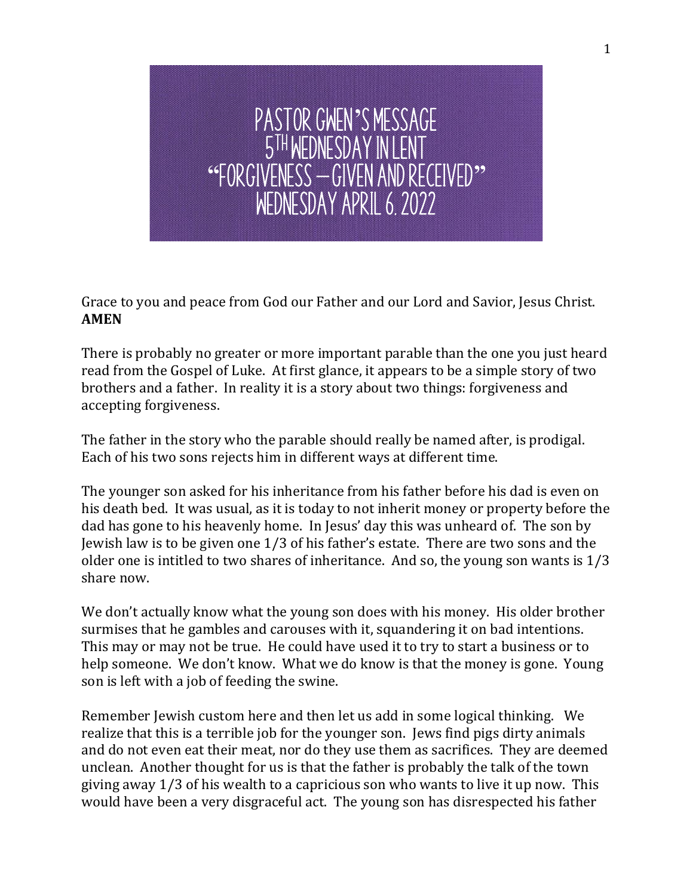# PASTOR GWEN'S MESSAGE
# 5TH WEDNESDAY IN LENT
# "FORGIVENESS – GIVEN AND RECEIVED"
# WEDNESDAY APRIL 6, 2022

Grace to you and peace from God our Father and our Lord and Savior, Jesus Christ. **AMEN**

There is probably no greater or more important parable than the one you just heard read from the Gospel of Luke. At first glance, it appears to be a simple story of two brothers and a father. In reality it is a story about two things: forgiveness and accepting forgiveness.

The father in the story who the parable should really be named after, is prodigal. Each of his two sons rejects him in different ways at different time.

The younger son asked for his inheritance from his father before his dad is even on his death bed. It was usual, as it is today to not inherit money or property before the dad has gone to his heavenly home. In Jesus' day this was unheard of. The son by Jewish law is to be given one 1/3 of his father's estate. There are two sons and the older one is intitled to two shares of inheritance. And so, the young son wants is 1/3 share now.

We don't actually know what the young son does with his money. His older brother surmises that he gambles and carouses with it, squandering it on bad intentions. This may or may not be true. He could have used it to try to start a business or to help someone. We don't know. What we do know is that the money is gone. Young son is left with a job of feeding the swine.

Remember Jewish custom here and then let us add in some logical thinking. We realize that this is a terrible job for the younger son. Jews find pigs dirty animals and do not even eat their meat, nor do they use them as sacrifices. They are deemed unclean. Another thought for us is that the father is probably the talk of the town giving away 1/3 of his wealth to a capricious son who wants to live it up now. This would have been a very disgraceful act. The young son has disrespected his father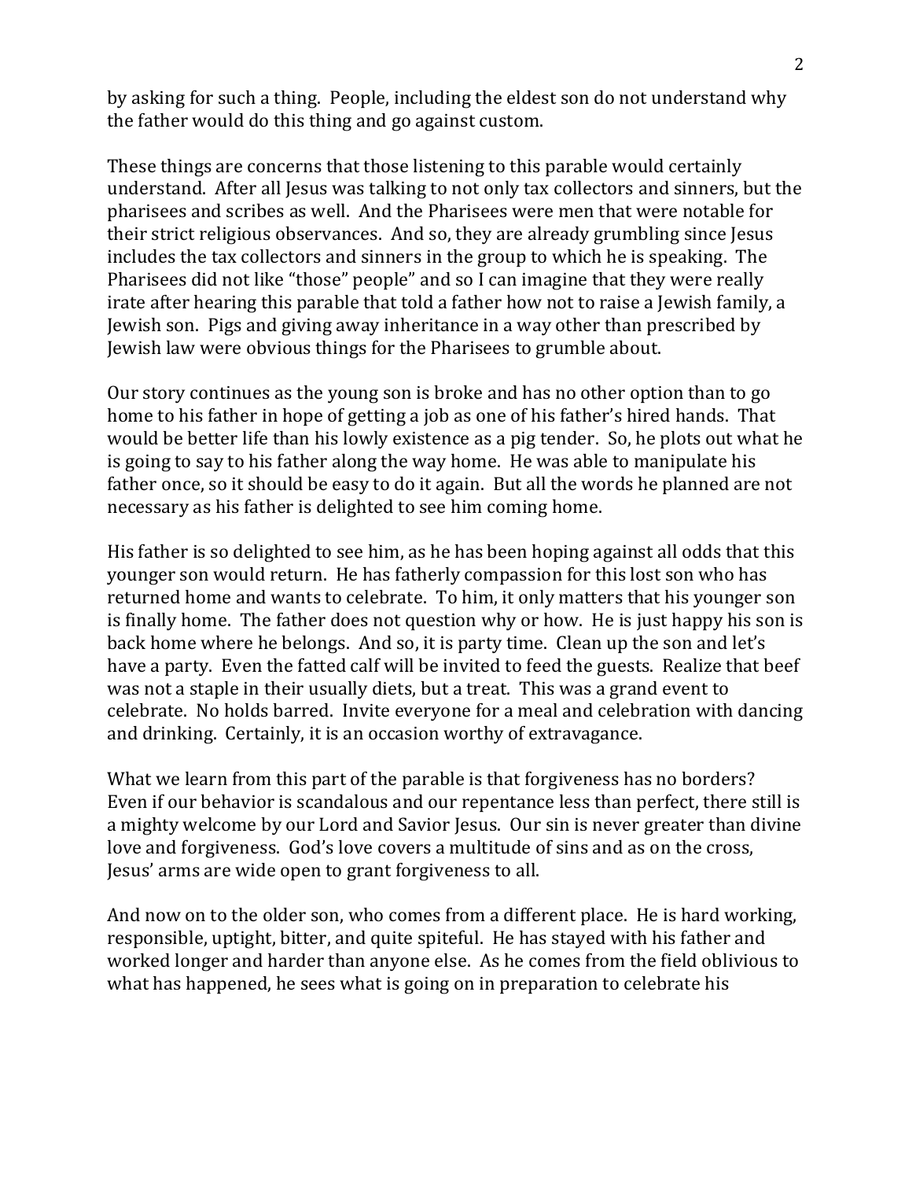by asking for such a thing. People, including the eldest son do not understand why the father would do this thing and go against custom.

These things are concerns that those listening to this parable would certainly understand. After all Jesus was talking to not only tax collectors and sinners, but the pharisees and scribes as well. And the Pharisees were men that were notable for their strict religious observances. And so, they are already grumbling since Jesus includes the tax collectors and sinners in the group to which he is speaking. The Pharisees did not like "those" people" and so I can imagine that they were really irate after hearing this parable that told a father how not to raise a Jewish family, a Jewish son. Pigs and giving away inheritance in a way other than prescribed by Jewish law were obvious things for the Pharisees to grumble about.

Our story continues as the young son is broke and has no other option than to go home to his father in hope of getting a job as one of his father's hired hands. That would be better life than his lowly existence as a pig tender. So, he plots out what he is going to say to his father along the way home. He was able to manipulate his father once, so it should be easy to do it again. But all the words he planned are not necessary as his father is delighted to see him coming home.

His father is so delighted to see him, as he has been hoping against all odds that this younger son would return. He has fatherly compassion for this lost son who has returned home and wants to celebrate. To him, it only matters that his younger son is finally home. The father does not question why or how. He is just happy his son is back home where he belongs. And so, it is party time. Clean up the son and let's have a party. Even the fatted calf will be invited to feed the guests. Realize that beef was not a staple in their usually diets, but a treat. This was a grand event to celebrate. No holds barred. Invite everyone for a meal and celebration with dancing and drinking. Certainly, it is an occasion worthy of extravagance.

What we learn from this part of the parable is that forgiveness has no borders? Even if our behavior is scandalous and our repentance less than perfect, there still is a mighty welcome by our Lord and Savior Jesus. Our sin is never greater than divine love and forgiveness. God's love covers a multitude of sins and as on the cross, Jesus' arms are wide open to grant forgiveness to all.

And now on to the older son, who comes from a different place. He is hard working, responsible, uptight, bitter, and quite spiteful. He has stayed with his father and worked longer and harder than anyone else. As he comes from the field oblivious to what has happened, he sees what is going on in preparation to celebrate his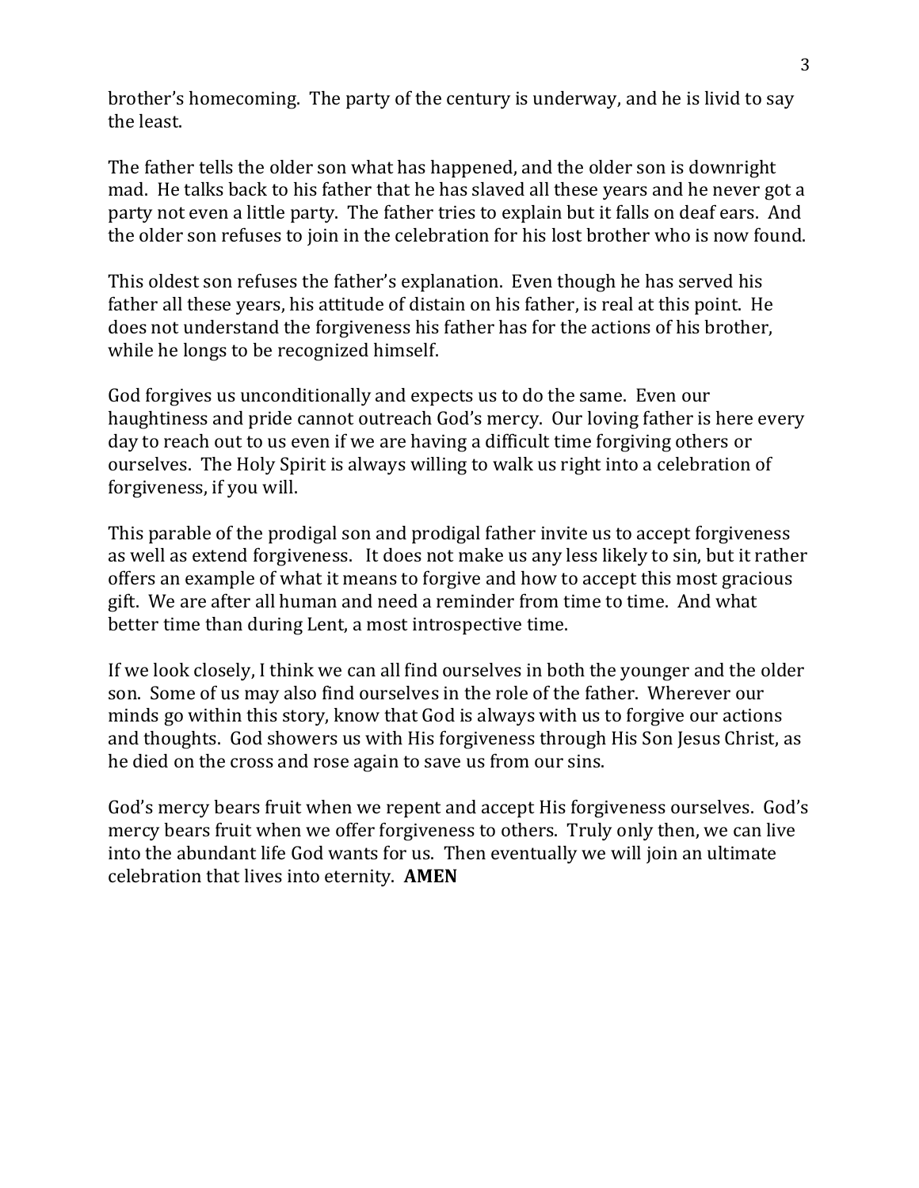brother's homecoming. The party of the century is underway, and he is livid to say the least.

The father tells the older son what has happened, and the older son is downright mad. He talks back to his father that he has slaved all these years and he never got a party not even a little party. The father tries to explain but it falls on deaf ears. And the older son refuses to join in the celebration for his lost brother who is now found.

This oldest son refuses the father's explanation. Even though he has served his father all these years, his attitude of distain on his father, is real at this point. He does not understand the forgiveness his father has for the actions of his brother, while he longs to be recognized himself.

God forgives us unconditionally and expects us to do the same. Even our haughtiness and pride cannot outreach God's mercy. Our loving father is here every day to reach out to us even if we are having a difficult time forgiving others or ourselves. The Holy Spirit is always willing to walk us right into a celebration of forgiveness, if you will.

This parable of the prodigal son and prodigal father invite us to accept forgiveness as well as extend forgiveness. It does not make us any less likely to sin, but it rather offers an example of what it means to forgive and how to accept this most gracious gift. We are after all human and need a reminder from time to time. And what better time than during Lent, a most introspective time.

If we look closely, I think we can all find ourselves in both the younger and the older son. Some of us may also find ourselves in the role of the father. Wherever our minds go within this story, know that God is always with us to forgive our actions and thoughts. God showers us with His forgiveness through His Son Jesus Christ, as he died on the cross and rose again to save us from our sins.

God's mercy bears fruit when we repent and accept His forgiveness ourselves. God's mercy bears fruit when we offer forgiveness to others. Truly only then, we can live into the abundant life God wants for us. Then eventually we will join an ultimate celebration that lives into eternity. **AMEN**